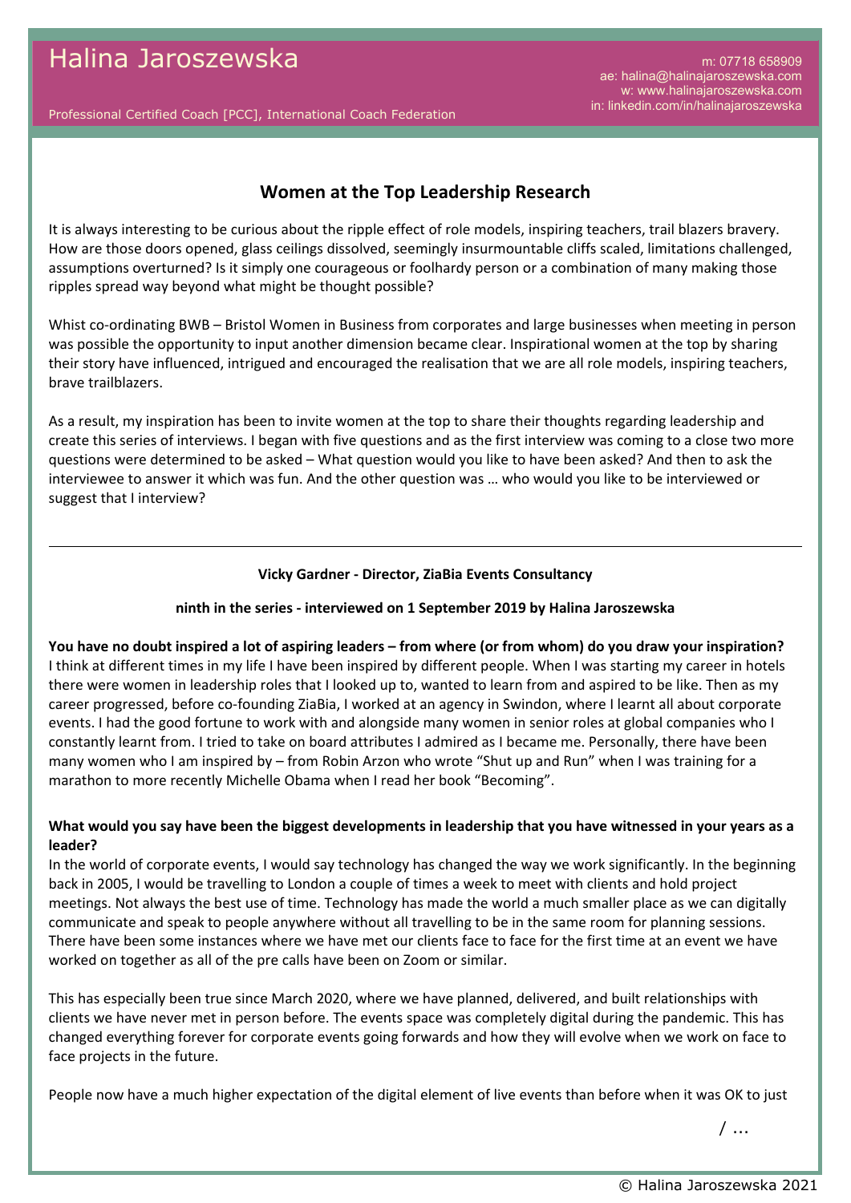# Halina Jaroszewska

Professional Certified Coach [PCC], International Coach Federation

m: 07718 658909
ae: halina@halinajaroszewska.com
w: www.halinajaroszewska.com
in: linkedin.com/in/halinajaroszewska

## Women at the Top Leadership Research

It is always interesting to be curious about the ripple effect of role models, inspiring teachers, trail blazers bravery. How are those doors opened, glass ceilings dissolved, seemingly insurmountable cliffs scaled, limitations challenged, assumptions overturned? Is it simply one courageous or foolhardy person or a combination of many making those ripples spread way beyond what might be thought possible?

Whist co-ordinating BWB – Bristol Women in Business from corporates and large businesses when meeting in person was possible the opportunity to input another dimension became clear. Inspirational women at the top by sharing their story have influenced, intrigued and encouraged the realisation that we are all role models, inspiring teachers, brave trailblazers.

As a result, my inspiration has been to invite women at the top to share their thoughts regarding leadership and create this series of interviews. I began with five questions and as the first interview was coming to a close two more questions were determined to be asked – What question would you like to have been asked? And then to ask the interviewee to answer it which was fun. And the other question was … who would you like to be interviewed or suggest that I interview?

---

**Vicky Gardner - Director, ZiaBia Events Consultancy**

**ninth in the series - interviewed on 1 September 2019 by Halina Jaroszewska**

**You have no doubt inspired a lot of aspiring leaders – from where (or from whom) do you draw your inspiration?**
I think at different times in my life I have been inspired by different people. When I was starting my career in hotels there were women in leadership roles that I looked up to, wanted to learn from and aspired to be like. Then as my career progressed, before co-founding ZiaBia, I worked at an agency in Swindon, where I learnt all about corporate events. I had the good fortune to work with and alongside many women in senior roles at global companies who I constantly learnt from. I tried to take on board attributes I admired as I became me. Personally, there have been many women who I am inspired by – from Robin Arzon who wrote "Shut up and Run" when I was training for a marathon to more recently Michelle Obama when I read her book "Becoming".

**What would you say have been the biggest developments in leadership that you have witnessed in your years as a leader?**
In the world of corporate events, I would say technology has changed the way we work significantly. In the beginning back in 2005, I would be travelling to London a couple of times a week to meet with clients and hold project meetings. Not always the best use of time. Technology has made the world a much smaller place as we can digitally communicate and speak to people anywhere without all travelling to be in the same room for planning sessions. There have been some instances where we have met our clients face to face for the first time at an event we have worked on together as all of the pre calls have been on Zoom or similar.

This has especially been true since March 2020, where we have planned, delivered, and built relationships with clients we have never met in person before. The events space was completely digital during the pandemic. This has changed everything forever for corporate events going forwards and how they will evolve when we work on face to face projects in the future.

People now have a much higher expectation of the digital element of live events than before when it was OK to just

/ …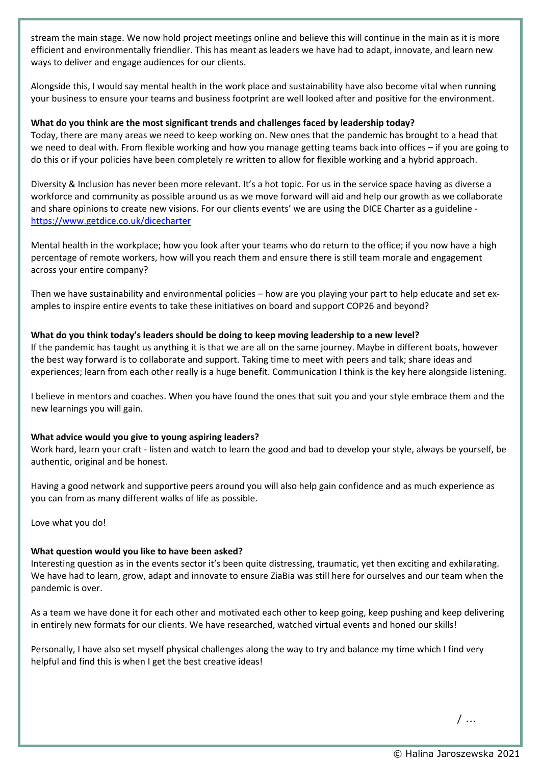stream the main stage. We now hold project meetings online and believe this will continue in the main as it is more efficient and environmentally friendlier. This has meant as leaders we have had to adapt, innovate, and learn new ways to deliver and engage audiences for our clients.

Alongside this, I would say mental health in the work place and sustainability have also become vital when running your business to ensure your teams and business footprint are well looked after and positive for the environment.

**What do you think are the most significant trends and challenges faced by leadership today?**

Today, there are many areas we need to keep working on. New ones that the pandemic has brought to a head that we need to deal with. From flexible working and how you manage getting teams back into offices – if you are going to do this or if your policies have been completely re written to allow for flexible working and a hybrid approach.

Diversity & Inclusion has never been more relevant. It's a hot topic. For us in the service space having as diverse a workforce and community as possible around us as we move forward will aid and help our growth as we collaborate and share opinions to create new visions. For our clients events' we are using the DICE Charter as a guideline - https://www.getdice.co.uk/dicecharter

Mental health in the workplace; how you look after your teams who do return to the office; if you now have a high percentage of remote workers, how will you reach them and ensure there is still team morale and engagement across your entire company?

Then we have sustainability and environmental policies – how are you playing your part to help educate and set examples to inspire entire events to take these initiatives on board and support COP26 and beyond?

**What do you think today's leaders should be doing to keep moving leadership to a new level?**

If the pandemic has taught us anything it is that we are all on the same journey. Maybe in different boats, however the best way forward is to collaborate and support. Taking time to meet with peers and talk; share ideas and experiences; learn from each other really is a huge benefit. Communication I think is the key here alongside listening.

I believe in mentors and coaches. When you have found the ones that suit you and your style embrace them and the new learnings you will gain.

**What advice would you give to young aspiring leaders?**

Work hard, learn your craft - listen and watch to learn the good and bad to develop your style, always be yourself, be authentic, original and be honest.

Having a good network and supportive peers around you will also help gain confidence and as much experience as you can from as many different walks of life as possible.

Love what you do!

**What question would you like to have been asked?**

Interesting question as in the events sector it's been quite distressing, traumatic, yet then exciting and exhilarating. We have had to learn, grow, adapt and innovate to ensure ZiaBia was still here for ourselves and our team when the pandemic is over.

As a team we have done it for each other and motivated each other to keep going, keep pushing and keep delivering in entirely new formats for our clients. We have researched, watched virtual events and honed our skills!

Personally, I have also set myself physical challenges along the way to try and balance my time which I find very helpful and find this is when I get the best creative ideas!

/ ...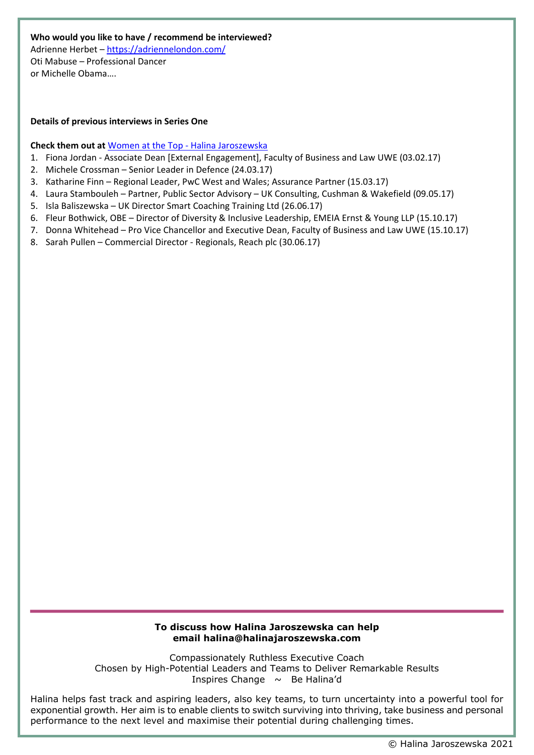**Who would you like to have / recommend be interviewed?**
Adrienne Herbet – https://adriennelondon.com/
Oti Mabuse – Professional Dancer
or Michelle Obama….

**Details of previous interviews in Series One**

**Check them out at** Women at the Top - Halina Jaroszewska

1. Fiona Jordan - Associate Dean [External Engagement], Faculty of Business and Law UWE (03.02.17)
2. Michele Crossman – Senior Leader in Defence (24.03.17)
3. Katharine Finn – Regional Leader, PwC West and Wales; Assurance Partner (15.03.17)
4. Laura Stambouleh – Partner, Public Sector Advisory – UK Consulting, Cushman & Wakefield (09.05.17)
5. Isla Baliszewska – UK Director Smart Coaching Training Ltd (26.06.17)
6. Fleur Bothwick, OBE – Director of Diversity & Inclusive Leadership, EMEIA Ernst & Young LLP (15.10.17)
7. Donna Whitehead – Pro Vice Chancellor and Executive Dean, Faculty of Business and Law UWE (15.10.17)
8. Sarah Pullen – Commercial Director - Regionals, Reach plc (30.06.17)

---

**To discuss how Halina Jaroszewska can help**
**email halina@halinajaroszewska.com**

Compassionately Ruthless Executive Coach
Chosen by High-Potential Leaders and Teams to Deliver Remarkable Results
Inspires Change ~ Be Halina'd

Halina helps fast track and aspiring leaders, also key teams, to turn uncertainty into a powerful tool for exponential growth. Her aim is to enable clients to switch surviving into thriving, take business and personal performance to the next level and maximise their potential during challenging times.

© Halina Jaroszewska 2021